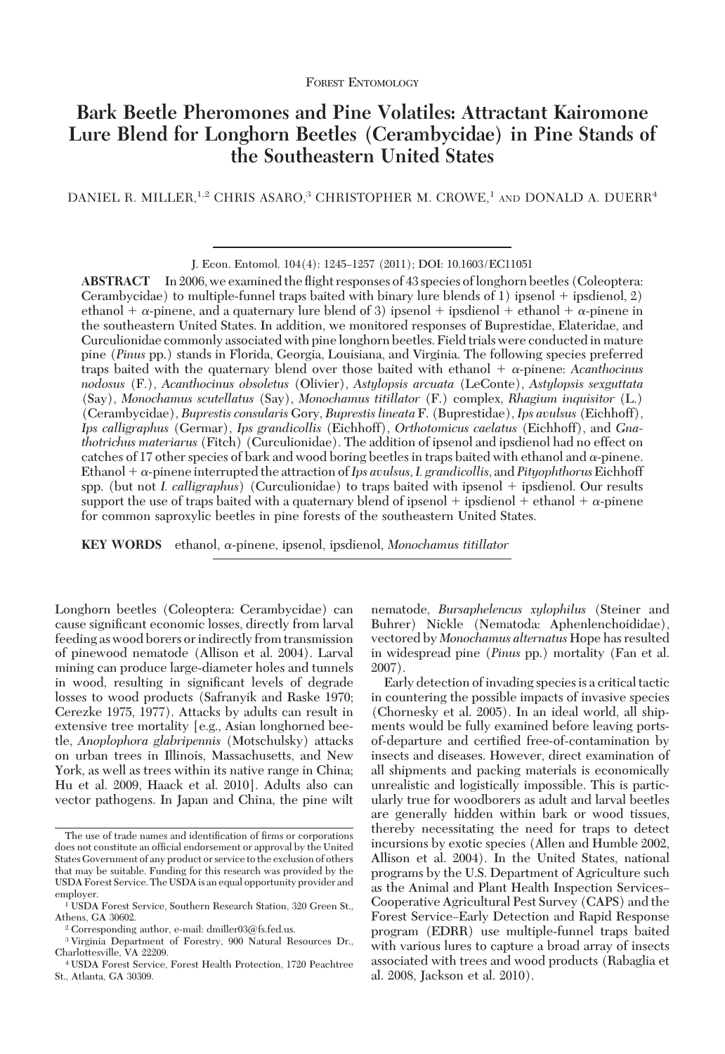Forest Entomology

# Bark Beetle Pheromones and Pine Volatiles: Attractant Kairomone Lure Blend for Longhorn Beetles (Cerambycidae) in Pine Stands of the Southeastern United States

DANIEL R. MILLER,[1,2] CHRIS ASARO,[3] CHRISTOPHER M. CROWE,[1] AND DONALD A. DUERR[4]

J. Econ. Entomol. 104(4): 1245–1257 (2011); DOI: 10.1603/EC11051

**ABSTRACT** In 2006, we examined the flight responses of 43 species of longhorn beetles (Coleoptera: Cerambycidae) to multiple-funnel traps baited with binary lure blends of 1) ipsenol + ipsdienol, 2) ethanol + α-pinene, and a quaternary lure blend of 3) ipsenol + ipsdienol + ethanol + α-pinene in the southeastern United States. In addition, we monitored responses of Buprestidae, Elateridae, and Curculionidae commonly associated with pine longhorn beetles. Field trials were conducted in mature pine (*Pinus* pp.) stands in Florida, Georgia, Louisiana, and Virginia. The following species preferred traps baited with the quaternary blend over those baited with ethanol + α-pinene: *Acanthocinus nodosus* (F.), *Acanthocinus obsoletus* (Olivier), *Astylopsis arcuata* (LeConte), *Astylopsis sexguttata* (Say), *Monochamus scutellatus* (Say), *Monochamus titillator* (F.) complex, *Rhagium inquisitor* (L.) (Cerambycidae), *Buprestis consularis* Gory, *Buprestis lineata* F. (Buprestidae), *Ips avulsus* (Eichhoff), *Ips calligraphus* (Germar), *Ips grandicollis* (Eichhoff), *Orthotomicus caelatus* (Eichhoff), and *Gnathotrichus materiarus* (Fitch) (Curculionidae). The addition of ipsenol and ipsdienol had no effect on catches of 17 other species of bark and wood boring beetles in traps baited with ethanol and α-pinene. Ethanol + α-pinene interrupted the attraction of *Ips avulsus*, *I. grandicollis*, and *Pityophthorus* Eichhoff spp. (but not *I. calligraphus*) (Curculionidae) to traps baited with ipsenol + ipsdienol. Our results support the use of traps baited with a quaternary blend of ipsenol + ipsdienol + ethanol + α-pinene for common saproxylic beetles in pine forests of the southeastern United States.

**KEY WORDS** ethanol, α-pinene, ipsenol, ipsdienol, *Monochamus titillator*

Longhorn beetles (Coleoptera: Cerambycidae) can cause significant economic losses, directly from larval feeding as wood borers or indirectly from transmission of pinewood nematode (Allison et al. 2004). Larval mining can produce large-diameter holes and tunnels in wood, resulting in significant levels of degrade losses to wood products (Safranyik and Raske 1970; Cerezke 1975, 1977). Attacks by adults can result in extensive tree mortality [e.g., Asian longhorned beetle, *Anoplophora glabripennis* (Motschulsky) attacks on urban trees in Illinois, Massachusetts, and New York, as well as trees within its native range in China; Hu et al. 2009, Haack et al. 2010]. Adults also can vector pathogens. In Japan and China, the pine wilt nematode, *Bursaphelencus xylophilus* (Steiner and Buhrer) Nickle (Nematoda: Aphenlenchoididae), vectored by *Monochamus alternatus* Hope has resulted in widespread pine (*Pinus* spp.) mortality (Fan et al. 2007).

Early detection of invading species is a critical tactic in countering the possible impacts of invasive species (Chornesky et al. 2005). In an ideal world, all shipments would be fully examined before leaving ports-of-departure and certified free-of-contamination by insects and diseases. However, direct examination of all shipments and packing materials is economically unrealistic and logistically impossible. This is particularly true for woodborers as adult and larval beetles are generally hidden within bark or wood tissues, thereby necessitating the need for traps to detect incursions by exotic species (Allen and Humble 2002, Allison et al. 2004). In the United States, national programs by the U.S. Department of Agriculture such as the Animal and Plant Health Inspection Services–Cooperative Agricultural Pest Survey (CAPS) and the Forest Service–Early Detection and Rapid Response program (EDRR) use multiple-funnel traps baited with various lures to capture a broad array of insects associated with trees and wood products (Rabaglia et al. 2008, Jackson et al. 2010).

The use of trade names and identification of firms or corporations does not constitute an official endorsement or approval by the United States Government of any product or service to the exclusion of others that may be suitable. Funding for this research was provided by the USDA Forest Service. The USDA is an equal opportunity provider and employer.

[1] USDA Forest Service, Southern Research Station, 320 Green St., Athens, GA 30602.

[2] Corresponding author, e-mail: dmiller03@fs.fed.us.

[3] Virginia Department of Forestry, 900 Natural Resources Dr., Charlottesville, VA 22209.

[4] USDA Forest Service, Forest Health Protection, 1720 Peachtree St., Atlanta, GA 30309.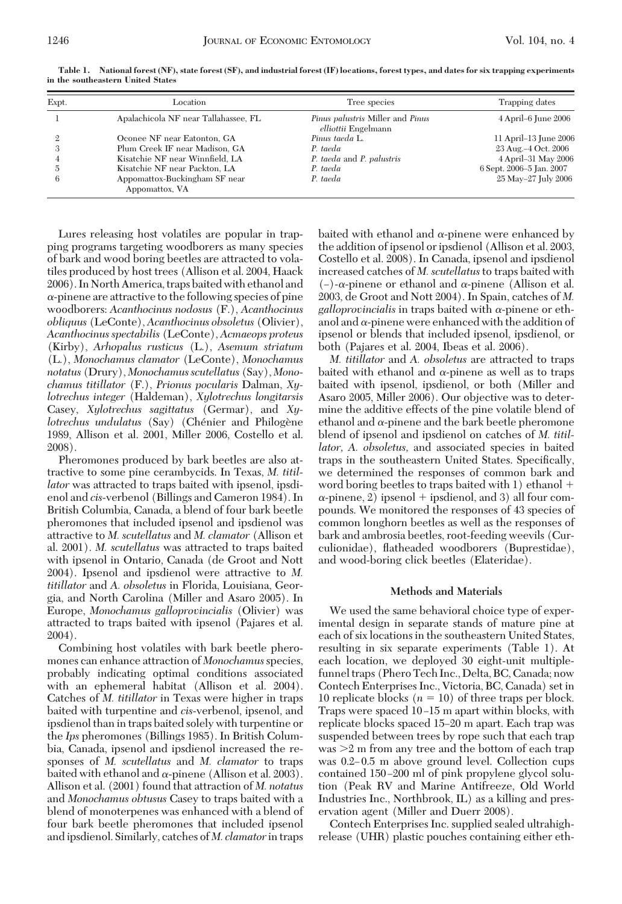**Table 1. National forest (NF), state forest (SF), and industrial forest (IF) locations, forest types, and dates for six trapping experiments in the southeastern United States**

| Expt. | Location | Tree species | Trapping dates |
|---|---|---|---|
| 1 | Apalachicola NF near Tallahassee, FL | *Pinus palustris* Miller and *Pinus elliottii* Engelmann | 4 April–6 June 2006 |
| 2 | Oconee NF near Eatonton, GA | *Pinus taeda* L. | 11 April–13 June 2006 |
| 3 | Plum Creek IF near Madison, GA | *P. taeda* | 23 Aug.–4 Oct. 2006 |
| 4 | Kisatchie NF near Winnfield, LA | *P. taeda* and *P. palustris* | 4 April–31 May 2006 |
| 5 | Kisatchie NF near Packton, LA | *P. taeda* | 6 Sept. 2006–5 Jan. 2007 |
| 6 | Appomattox-Buckingham SF near Appomattox, VA | *P. taeda* | 25 May–27 July 2006 |

Lures releasing host volatiles are popular in trapping programs targeting woodborers as many species of bark and wood boring beetles are attracted to volatiles produced by host trees (Allison et al. 2004, Haack 2006). In North America, traps baited with ethanol and α-pinene are attractive to the following species of pine woodborers: *Acanthocinus nodosus* (F.), *Acanthocinus obliquus* (LeConte), *Acanthocinus obsoletus* (Olivier), *Acanthocinus spectabilis* (LeConte), *Acmaeops proteus* (Kirby), *Arhopalus rusticus* (L.), *Asemum striatum* (L.), *Monochamus clamator* (LeConte), *Monochamus notatus* (Drury), *Monochamus scutellatus* (Say), *Monochamus titillator* (F.), *Prionus pocularis* Dalman, *Xylotrechus integer* (Haldeman), *Xylotrechus longitarsis* Casey, *Xylotrechus sagittatus* (Germar), and *Xylotrechus undulatus* (Say) (Chénier and Philogène 1989, Allison et al. 2001, Miller 2006, Costello et al. 2008).

Pheromones produced by bark beetles are also attractive to some pine cerambycids. In Texas, *M. titillator* was attracted to traps baited with ipsenol, ipsdienol and *cis*-verbenol (Billings and Cameron 1984). In British Columbia, Canada, a blend of four bark beetle pheromones that included ipsenol and ipsdienol was attractive to *M. scutellatus* and *M. clamator* (Allison et al. 2001). *M. scutellatus* was attracted to traps baited with ipsenol in Ontario, Canada (de Groot and Nott 2004). Ipsenol and ipsdienol were attractive to *M. titillator* and *A. obsoletus* in Florida, Louisiana, Georgia, and North Carolina (Miller and Asaro 2005). In Europe, *Monochamus galloprovincialis* (Olivier) was attracted to traps baited with ipsenol (Pajares et al. 2004).

Combining host volatiles with bark beetle pheromones can enhance attraction of *Monochamus* species, probably indicating optimal conditions associated with an ephemeral habitat (Allison et al. 2004). Catches of *M. titillator* in Texas were higher in traps baited with turpentine and *cis*-verbenol, ipsenol, and ipsdienol than in traps baited solely with turpentine or the *Ips* pheromones (Billings 1985). In British Columbia, Canada, ipsenol and ipsdienol increased the responses of *M. scutellatus* and *M. clamator* to traps baited with ethanol and α-pinene (Allison et al. 2003). Allison et al. (2001) found that attraction of *M. notatus* and *Monochamus obtusus* Casey to traps baited with a blend of monoterpenes was enhanced with a blend of four bark beetle pheromones that included ipsenol and ipsdienol. Similarly, catches of *M. clamator* in traps baited with ethanol and α-pinene were enhanced by the addition of ipsenol or ipsdienol (Allison et al. 2003, Costello et al. 2008). In Canada, ipsenol and ipsdienol increased catches of *M. scutellatus* to traps baited with (–)-α-pinene or ethanol and α-pinene (Allison et al. 2003, de Groot and Nott 2004). In Spain, catches of *M. galloprovincialis* in traps baited with α-pinene or ethanol and α-pinene were enhanced with the addition of ipsenol or blends that included ipsenol, ipsdienol, or both (Pajares et al. 2004, Ibeas et al. 2006).

*M. titillator* and *A. obsoletus* are attracted to traps baited with ethanol and α-pinene as well as to traps baited with ipsenol, ipsdienol, or both (Miller and Asaro 2005, Miller 2006). Our objective was to determine the additive effects of the pine volatile blend of ethanol and α-pinene and the bark beetle pheromone blend of ipsenol and ipsdienol on catches of *M. titillator, A. obsoletus,* and associated species in baited traps in the southeastern United States. Specifically, we determined the responses of common bark and word boring beetles to traps baited with 1) ethanol + α-pinene, 2) ipsenol + ipsdienol, and 3) all four compounds. We monitored the responses of 43 species of common longhorn beetles as well as the responses of bark and ambrosia beetles, root-feeding weevils (Curculionidae), flatheaded woodborers (Buprestidae), and wood-boring click beetles (Elateridae).

## Methods and Materials

We used the same behavioral choice type of experimental design in separate stands of mature pine at each of six locations in the southeastern United States, resulting in six separate experiments (Table 1). At each location, we deployed 30 eight-unit multiple-funnel traps (Phero Tech Inc., Delta, BC, Canada; now Contech Enterprises Inc., Victoria, BC, Canada) set in 10 replicate blocks ($n = 10$) of three traps per block. Traps were spaced 10–15 m apart within blocks, with replicate blocks spaced 15–20 m apart. Each trap was suspended between trees by rope such that each trap was >2 m from any tree and the bottom of each trap was 0.2–0.5 m above ground level. Collection cups contained 150–200 ml of pink propylene glycol solution (Peak RV and Marine Antifreeze, Old World Industries Inc., Northbrook, IL) as a killing and preservation agent (Miller and Duerr 2008).

Contech Enterprises Inc. supplied sealed ultrahigh-release (UHR) plastic pouches containing either eth-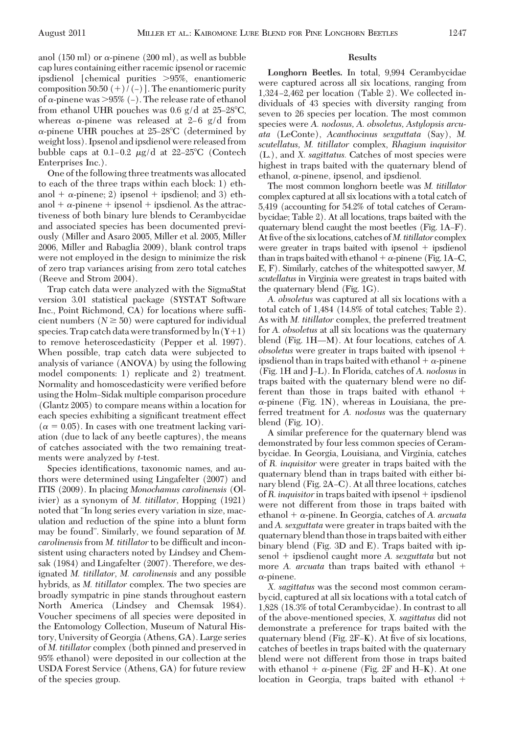anol (150 ml) or α-pinene (200 ml), as well as bubble cap lures containing either racemic ipsenol or racemic ipsdienol [chemical purities >95%, enantiomeric composition 50:50 (+)/(−)]. The enantiomeric purity of α-pinene was >95% (−). The release rate of ethanol from ethanol UHR pouches was 0.6 g/d at 25–28°C, whereas α-pinene was released at 2–6 g/d from α-pinene UHR pouches at 25–28°C (determined by weight loss). Ipsenol and ipsdienol were released from bubble caps at 0.1–0.2 μg/d at 22–25°C (Contech Enterprises Inc.).

One of the following three treatments was allocated to each of the three traps within each block: 1) ethanol + α-pinene; 2) ipsenol + ipsdienol; and 3) ethanol + α-pinene + ipsenol + ipsdienol. As the attractiveness of both binary lure blends to Cerambycidae and associated species has been documented previously (Miller and Asaro 2005, Miller et al. 2005, Miller 2006, Miller and Rabaglia 2009), blank control traps were not employed in the design to minimize the risk of zero trap variances arising from zero total catches (Reeve and Strom 2004).

Trap catch data were analyzed with the SigmaStat version 3.01 statistical package (SYSTAT Software Inc., Point Richmond, CA) for locations where sufficient numbers ($N \geq 50$) were captured for individual species. Trap catch data were transformed by $\ln(Y+1)$ to remove heteroscedasticity (Pepper et al. 1997). When possible, trap catch data were subjected to analysis of variance (ANOVA) by using the following model components: 1) replicate and 2) treatment. Normality and homoscedasticity were verified before using the Holm–Sidak multiple comparison procedure (Glantz 2005) to compare means within a location for each species exhibiting a significant treatment effect ($\alpha = 0.05$). In cases with one treatment lacking variation (due to lack of any beetle captures), the means of catches associated with the two remaining treatments were analyzed by *t*-test.

Species identifications, taxonomic names, and authors were determined using Lingafelter (2007) and ITIS (2009). In placing *Monochamus carolinensis* (Olivier) as a synonym of *M. titillator,* Hopping (1921) noted that "In long series every variation in size, maculation and reduction of the spine into a blunt form may be found". Similarly, we found separation of *M. carolinensis* from *M. titillator* to be difficult and inconsistent using characters noted by Lindsey and Chemsak (1984) and Lingafelter (2007). Therefore, we designated *M. titillator, M. carolinensis* and any possible hybrids, as *M. titillator* complex. The two species are broadly sympatric in pine stands throughout eastern North America (Lindsey and Chemsak 1984). Voucher specimens of all species were deposited in the Entomology Collection, Museum of Natural History, University of Georgia (Athens, GA). Large series of *M. titillator* complex (both pinned and preserved in 95% ethanol) were deposited in our collection at the USDA Forest Service (Athens, GA) for future review of the species group.

## Results

**Longhorn Beetles.** In total, 9,994 Cerambycidae were captured across all six locations, ranging from 1,324–2,462 per location (Table 2). We collected individuals of 43 species with diversity ranging from seven to 26 species per location. The most common species were *A. nodosus, A. obsoletus, Astylopsis arcuata* (LeConte), *Acanthocinus sexguttata* (Say), *M. scutellatus, M. titillator* complex, *Rhagium inquisitor* (L.), and *X. sagittatus.* Catches of most species were highest in traps baited with the quaternary blend of ethanol, α-pinene, ipsenol, and ipsdienol.

The most common longhorn beetle was *M. titillator* complex captured at all six locations with a total catch of 5,419 (accounting for 54.2% of total catches of Cerambycidae; Table 2). At all locations, traps baited with the quaternary blend caught the most beetles (Fig. 1A–F). At five of the six locations, catches of *M. titillator* complex were greater in traps baited with ipsenol + ipsdienol than in traps baited with ethanol + α-pinene (Fig. 1A–C, E, F). Similarly, catches of the whitespotted sawyer, *M. scutellatus* in Virginia were greatest in traps baited with the quaternary blend (Fig. 1G).

*A. obsoletus* was captured at all six locations with a total catch of 1,484 (14.8% of total catches; Table 2). As with *M. titillator* complex, the preferred treatment for *A. obsoletus* at all six locations was the quaternary blend (Fig. 1H—M). At four locations, catches of *A. obsoletus* were greater in traps baited with ipsenol + ipsdienol than in traps baited with ethanol + α-pinene (Fig. 1H and J–L). In Florida, catches of *A. nodosus* in traps baited with the quaternary blend were no different than those in traps baited with ethanol + α-pinene (Fig. 1N), whereas in Louisiana, the preferred treatment for *A. nodosus* was the quaternary blend (Fig. 1O).

A similar preference for the quaternary blend was demonstrated by four less common species of Cerambycidae. In Georgia, Louisiana, and Virginia, catches of *R. inquisitor* were greater in traps baited with the quaternary blend than in traps baited with either binary blend (Fig. 2A–C). At all three locations, catches of *R. inquisitor* in traps baited with ipsenol + ipsdienol were not different from those in traps baited with ethanol + α-pinene. In Georgia, catches of *A. arcuata* and *A. sexguttata* were greater in traps baited with the quaternary blend than those in traps baited with either binary blend (Fig. 3D and E). Traps baited with ipsenol + ipsdienol caught more *A. sexguttata* but not more *A. arcuata* than traps baited with ethanol + α-pinene.

*X. sagittatus* was the second most common cerambycid, captured at all six locations with a total catch of 1,828 (18.3% of total Cerambycidae). In contrast to all of the above-mentioned species, *X. sagittatus* did not demonstrate a preference for traps baited with the quaternary blend (Fig. 2F–K). At five of six locations, catches of beetles in traps baited with the quaternary blend were not different from those in traps baited with ethanol + α-pinene (Fig. 2F and H–K). At one location in Georgia, traps baited with ethanol +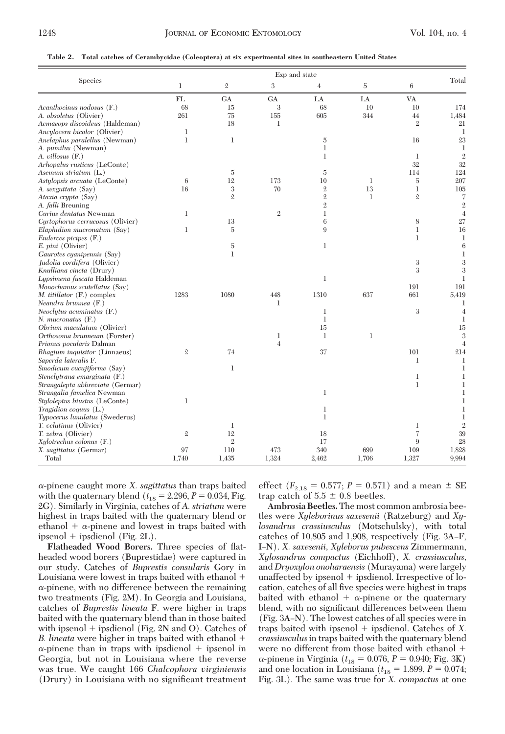**Table 2. Total catches of Cerambycidae (Coleoptera) at six experimental sites in southeastern United States**

| Species | Exp and state | | | | | | Total |
|---|---|---|---|---|---|---|---|
| | 1 | 2 | 3 | 4 | 5 | 6 | |
| | FL | GA | GA | LA | LA | VA | |
| *Acanthocinus nodosus* (F.) | 68 | 15 | 3 | 68 | 10 | 10 | 174 |
| *A. obsoletus* (Olivier) | 261 | 75 | 155 | 605 | 344 | 44 | 1,484 |
| *Acmaeops discoideus* (Haldeman) | | 18 | 1 | | | 2 | 21 |
| *Ancylocera bicolor* (Olivier) | 1 | | | | | | 1 |
| *Anelaphus paralellus* (Newman) | 1 | 1 | | 5 | | 16 | 23 |
| *A. pumilus* (Newman) | | | | 1 | | | 1 |
| *A. villosus* (F.) | | | | 1 | | 1 | 2 |
| *Arhopalus rusticus* (LeConte) | | | | | | 32 | 32 |
| *Asemum striatum* (L.) | | 5 | | 5 | | 114 | 124 |
| *Astylopsis arcuata* (LeConte) | 6 | 12 | 173 | 10 | 1 | 5 | 207 |
| *A. sexguttata* (Say) | 16 | 3 | 70 | 2 | 13 | 1 | 105 |
| *Ataxia crypta* (Say) | | 2 | | 2 | 1 | 2 | 7 |
| *A. falli* Breuning | | | | 2 | | | 2 |
| *Curius dentatus* Newman | 1 | | 2 | 1 | | | 4 |
| *Cyrtophorus verrucosus* (Olivier) | | 13 | | 6 | | 8 | 27 |
| *Elaphidion mucronatum* (Say) | 1 | 5 | | 9 | | 1 | 16 |
| *Euderces picipes* (F.) | | | | | | 1 | 1 |
| *E. pini* (Olivier) | | 5 | | 1 | | | 6 |
| *Gaurotes cyanipennis* (Say) | | 1 | | | | | 1 |
| *Judolia cordifera* (Olivier) | | | | | | 3 | 3 |
| *Knulliana cincta* (Drury) | | | | | | 3 | 3 |
| *Lypsimena fuscata* Haldeman | | | | 1 | | | 1 |
| *Monochamus scutellatus* (Say) | | | | | | 191 | 191 |
| *M. titillator* (F.) complex | 1283 | 1080 | 448 | 1310 | 637 | 661 | 5,419 |
| *Neandra brunnea* (F.) | | | 1 | | | | 1 |
| *Neoclytus acuminatus* (F.) | | | | 1 | | 3 | 4 |
| *N. mucronatus* (F.) | | | | 1 | | | 1 |
| *Obrium maculatum* (Olivier) | | | | 15 | | | 15 |
| *Orthosoma brunneum* (Forster) | | | 1 | 1 | 1 | | 3 |
| *Prionus pocularis* Dalman | | | 4 | | | | 4 |
| *Rhagium inquisitor* (Linnaeus) | 2 | 74 | | 37 | | 101 | 214 |
| *Saperda lateralis* F. | | | | | | 1 | 1 |
| *Smodicum cucujiforme* (Say) | | 1 | | | | | 1 |
| *Stenelytrana emarginata* (F.) | | | | | | 1 | 1 |
| *Strangalepta abbreviata* (Germar) | | | | | | 1 | 1 |
| *Strangalia famelica* Newman | | | | 1 | | | 1 |
| *Styloleptus biustus* (LeConte) | 1 | | | | | | 1 |
| *Tragidion coquus* (L.) | | | | 1 | | | 1 |
| *Typocerus lunulatus* (Swederus) | | | | 1 | | | 1 |
| *T. velutinus* (Olivier) | | 1 | | | | 1 | 2 |
| *T. zebra* (Olivier) | 2 | 12 | | 18 | | 7 | 39 |
| *Xylotrechus colonus* (F.) | | 2 | | 17 | | 9 | 28 |
| *X. sagittatus* (Germar) | 97 | 110 | 473 | 340 | 699 | 109 | 1,828 |
| Total | 1,740 | 1,435 | 1,324 | 2,462 | 1,706 | 1,327 | 9,994 |

α-pinene caught more *X. sagittatus* than traps baited with the quaternary blend ($t_{18} = 2.296$, $P = 0.034$, Fig. 2G). Similarly in Virginia, catches of *A. striatum* were highest in traps baited with the quaternary blend or ethanol + α-pinene and lowest in traps baited with ipsenol + ipsdienol (Fig. 2L).

**Flatheaded Wood Borers.** Three species of flatheaded wood borers (Buprestidae) were captured in our study. Catches of *Buprestis consularis* Gory in Louisiana were lowest in traps baited with ethanol + α-pinene, with no difference between the remaining two treatments (Fig. 2M). In Georgia and Louisiana, catches of *Buprestis lineata* F. were higher in traps baited with the quaternary blend than in those baited with ipsenol + ipsdienol (Fig. 2N and O). Catches of *B. lineata* were higher in traps baited with ethanol + α-pinene than in traps with ipsdienol + ipsenol in Georgia, but not in Louisiana where the reverse was true. We caught 166 *Chalcophora virginiensis* (Drury) in Louisiana with no significant treatment effect ($F_{2,18} = 0.577$; $P = 0.571$) and a mean ± SE trap catch of 5.5 ± 0.8 beetles.

**Ambrosia Beetles.** The most common ambrosia beetles were *Xyleborinus saxesenii* (Ratzeburg) and *Xylosandrus crassiusculus* (Motschulsky), with total catches of 10,805 and 1,908, respectively (Fig. 3A–F, I–N). *X. saxesenii*, *Xyleborus pubescens* Zimmermann, *Xylosandrus compactus* (Eichhoff), *X. crassiusculus*, and *Dryoxylon onoharaensis* (Murayama) were largely unaffected by ipsenol + ipsdienol. Irrespective of location, catches of all five species were highest in traps baited with ethanol + α-pinene or the quaternary blend, with no significant differences between them (Fig. 3A–N). The lowest catches of all species were in traps baited with ipsenol + ipsdienol. Catches of *X. crassiusculus* in traps baited with the quaternary blend were no different from those baited with ethanol + α-pinene in Virginia ($t_{18} = 0.076$, $P = 0.940$; Fig. 3K) and one location in Louisiana ($t_{18} = 1.899$, $P = 0.074$; Fig. 3L). The same was true for *X. compactus* at one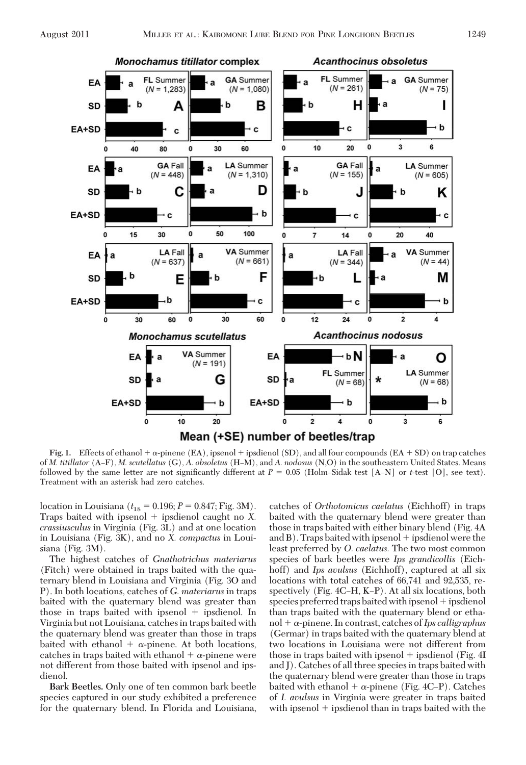Fig. 1. Effects of ethanol + α-pinene (EA), ipsenol + ipsdienol (SD), and all four compounds (EA + SD) on trap catches of *M. titillator* (A–F), *M. scutellatus* (G), *A. obsoletus* (H–M), and *A. nodosus* (N,O) in the southeastern United States. Means followed by the same letter are not significantly different at $P = 0.05$ (Holm–Sidak test [A–N] or *t*-test [O], see text). Treatment with an asterisk had zero catches.

location in Louisiana ($t_{18} = 0.196$; $P = 0.847$; Fig. 3M). Traps baited with ipsenol + ipsdienol caught no *X. crassiusculus* in Virginia (Fig. 3L) and at one location in Louisiana (Fig. 3K), and no *X. compactus* in Louisiana (Fig. 3M).

The highest catches of *Gnathotrichus materiarus* (Fitch) were obtained in traps baited with the quaternary blend in Louisiana and Virginia (Fig. 3O and P). In both locations, catches of *G. materiarus* in traps baited with the quaternary blend was greater than those in traps baited with ipsenol + ipsdienol. In Virginia but not Louisiana, catches in traps baited with the quaternary blend were greater than those in traps baited with ethanol + α-pinene. At both locations, catches in traps baited with ethanol + α-pinene were not different from those baited with ipsenol and ipsdienol.

**Bark Beetles.** Only one of ten common bark beetle species captured in our study exhibited a preference for the quaternary blend. In Florida and Louisiana, catches of *Orthotomicus caelatus* (Eichhoff) in traps baited with the quaternary blend were greater than those in traps baited with either binary blend (Fig. 4A and B). Traps baited with ipsenol + ipsdienol were the least preferred by *O. caelatus.* The two most common species of bark beetles were *Ips grandicollis* (Eichhoff) and *Ips avulsus* (Eichhoff), captured at all six locations with total catches of 66,741 and 92,535, respectively (Fig. 4C–H, K–P). At all six locations, both species preferred traps baited with ipsenol + ipsdienol than traps baited with the quaternary blend or ethanol + α-pinene. In contrast, catches of *Ips calligraphus* (Germar) in traps baited with the quaternary blend at two locations in Louisiana were not different from those in traps baited with ipsenol + ipsdienol (Fig. 4I and J). Catches of all three species in traps baited with the quaternary blend were greater than those in traps baited with ethanol + α-pinene (Fig. 4C–P). Catches of *I. avulsus* in Virginia were greater in traps baited with ipsenol + ipsdienol than in traps baited with the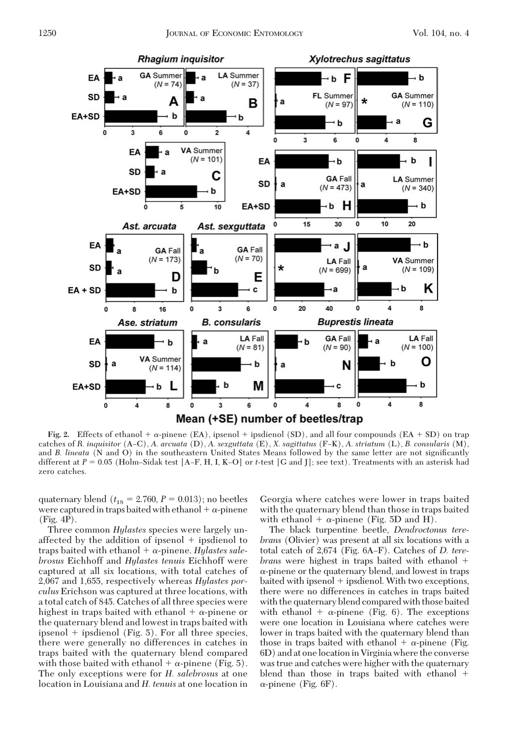**Fig. 2.** Effects of ethanol + α-pinene (EA), ipsenol + ipsdienol (SD), and all four compounds (EA + SD) on trap catches of *R. inquisitor* (A–C), *A. arcuata* (D), *A. sexguttata* (E), *X. sagittatus* (F–K), *A. striatum* (L), *B. consularis* (M), and *B. lineata* (N and O) in the southeastern United States Means followed by the same letter are not significantly different at $P = 0.05$ (Holm–Sidak test [A–F, H, I, K–O] or *t*-test [G and J]; see text). Treatments with an asterisk had zero catches.

quaternary blend ($t_{18} = 2.760$, $P = 0.013$); no beetles were captured in traps baited with ethanol + α-pinene (Fig. 4P).

Three common *Hylastes* species were largely unaffected by the addition of ipsenol + ipsdienol to traps baited with ethanol + α-pinene. *Hylastes salebrosus* Eichhoff and *Hylastes tenuis* Eichhoff were captured at all six locations, with total catches of 2,067 and 1,655, respectively whereas *Hylastes porculus* Erichson was captured at three locations, with a total catch of 845. Catches of all three species were highest in traps baited with ethanol + α-pinene or the quaternary blend and lowest in traps baited with ipsenol + ipsdienol (Fig. 5). For all three species, there were generally no differences in catches in traps baited with the quaternary blend compared with those baited with ethanol + α-pinene (Fig. 5). The only exceptions were for *H. salebrosus* at one location in Louisiana and *H. tenuis* at one location in Georgia where catches were lower in traps baited with the quaternary blend than those in traps baited with ethanol + α-pinene (Fig. 5D and H).

The black turpentine beetle, *Dendroctonus terebrans* (Olivier) was present at all six locations with a total catch of 2,674 (Fig. 6A–F). Catches of *D. terebrans* were highest in traps baited with ethanol + α-pinene or the quaternary blend, and lowest in traps baited with ipsenol + ipsdienol. With two exceptions, there were no differences in catches in traps baited with the quaternary blend compared with those baited with ethanol + α-pinene (Fig. 6). The exceptions were one location in Louisiana where catches were lower in traps baited with the quaternary blend than those in traps baited with ethanol + α-pinene (Fig. 6D) and at one location in Virginia where the converse was true and catches were higher with the quaternary blend than those in traps baited with ethanol + α-pinene (Fig. 6F).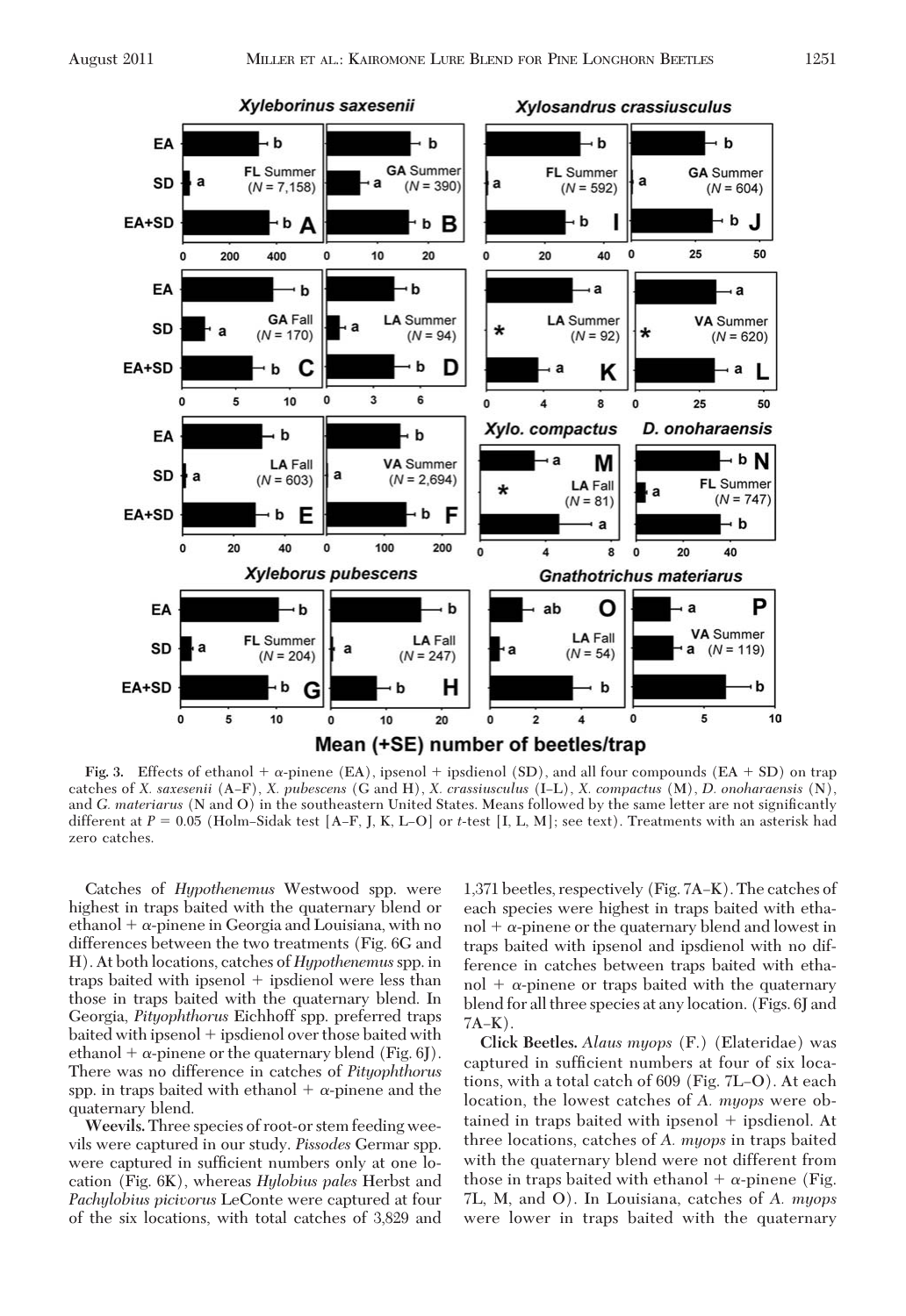Fig. 3. Effects of ethanol + α-pinene (EA), ipsenol + ipsdienol (SD), and all four compounds (EA + SD) on trap catches of *X. saxesenii* (A–F), *X. pubescens* (G and H), *X. crassiusculus* (I–L), *X. compactus* (M), *D. onoharaensis* (N), and *G. materiarus* (N and O) in the southeastern United States. Means followed by the same letter are not significantly different at $P = 0.05$ (Holm–Sidak test [A–F, J, K, L–O] or *t*-test [I, L, M]; see text). Treatments with an asterisk had zero catches.

Catches of *Hypothenemus* Westwood spp. were highest in traps baited with the quaternary blend or ethanol + α-pinene in Georgia and Louisiana, with no differences between the two treatments (Fig. 6G and H). At both locations, catches of *Hypothenemus* spp. in traps baited with ipsenol + ipsdienol were less than those in traps baited with the quaternary blend. In Georgia, *Pityophthorus* Eichhoff spp. preferred traps baited with ipsenol + ipsdienol over those baited with ethanol + α-pinene or the quaternary blend (Fig. 6J). There was no difference in catches of *Pityophthorus* spp. in traps baited with ethanol + α-pinene and the quaternary blend.

**Weevils.** Three species of root-or stem feeding weevils were captured in our study. *Pissodes* Germar spp. were captured in sufficient numbers only at one location (Fig. 6K), whereas *Hylobius pales* Herbst and *Pachylobius picivorus* LeConte were captured at four of the six locations, with total catches of 3,829 and 1,371 beetles, respectively (Fig. 7A–K). The catches of each species were highest in traps baited with ethanol + α-pinene or the quaternary blend and lowest in traps baited with ipsenol and ipsdienol with no difference in catches between traps baited with ethanol + α-pinene or traps baited with the quaternary blend for all three species at any location. (Figs. 6J and 7A–K).

**Click Beetles.** *Alaus myops* (F.) (Elateridae) was captured in sufficient numbers at four of six locations, with a total catch of 609 (Fig. 7L–O). At each location, the lowest catches of *A. myops* were obtained in traps baited with ipsenol + ipsdienol. At three locations, catches of *A. myops* in traps baited with the quaternary blend were not different from those in traps baited with ethanol + α-pinene (Fig. 7L, M, and O). In Louisiana, catches of *A. myops* were lower in traps baited with the quaternary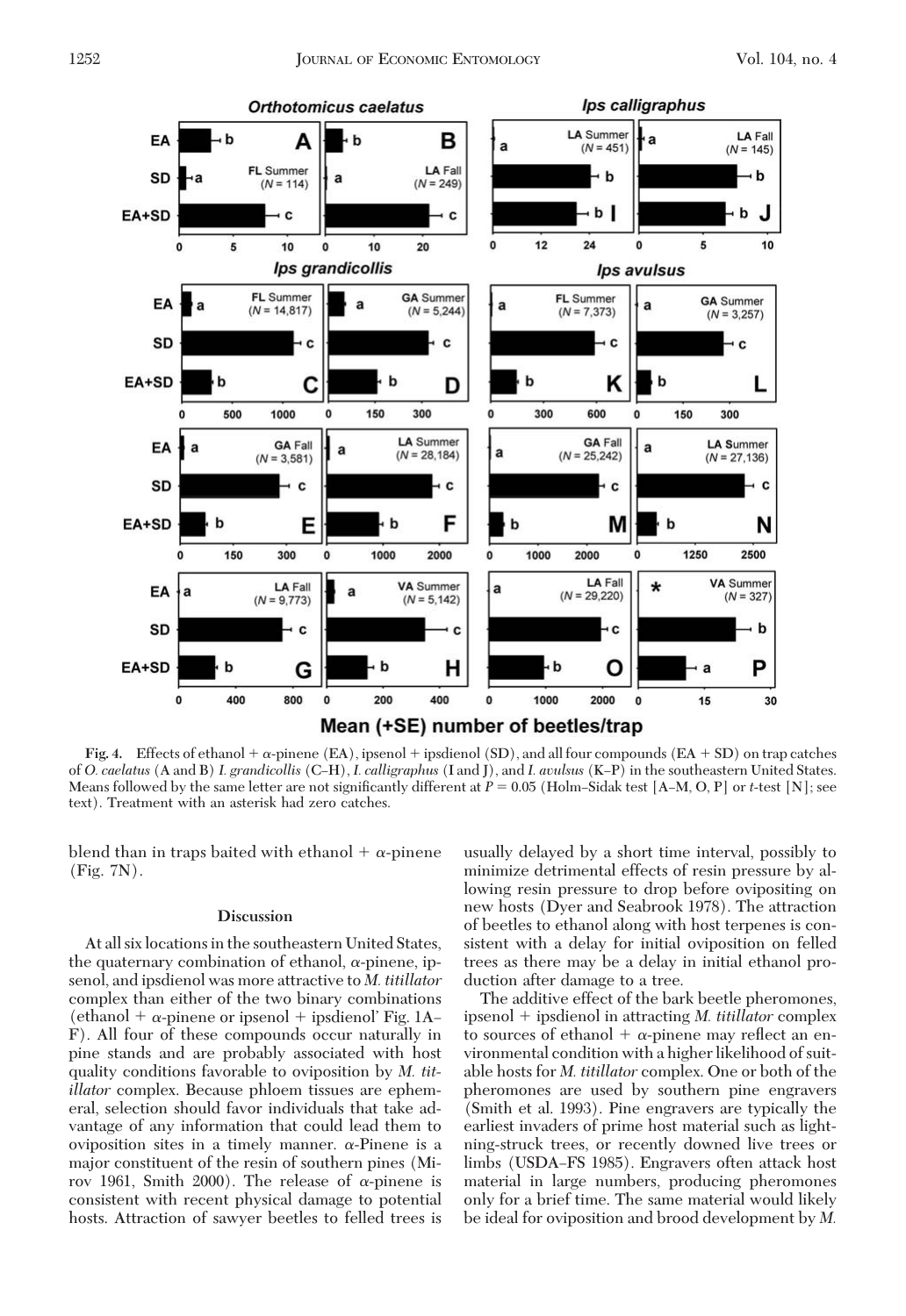**Fig. 4.** Effects of ethanol + α-pinene (EA), ipsenol + ipsdienol (SD), and all four compounds (EA + SD) on trap catches of *O. caelatus* (A and B) *I. grandicollis* (C–H), *I. calligraphus* (I and J), and *I. avulsus* (K–P) in the southeastern United States. Means followed by the same letter are not significantly different at $P = 0.05$ (Holm–Sidak test [A–M, O, P] or *t*-test [N]; see text). Treatment with an asterisk had zero catches.

blend than in traps baited with ethanol + α-pinene (Fig. 7N).

## Discussion

At all six locations in the southeastern United States, the quaternary combination of ethanol, α-pinene, ipsenol, and ipsdienol was more attractive to *M. titillator* complex than either of the two binary combinations (ethanol + α-pinene or ipsenol + ipsdienol' Fig. 1A–F). All four of these compounds occur naturally in pine stands and are probably associated with host quality conditions favorable to oviposition by *M. titillator* complex. Because phloem tissues are ephemeral, selection should favor individuals that take advantage of any information that could lead them to oviposition sites in a timely manner. α-Pinene is a major constituent of the resin of southern pines (Mirov 1961, Smith 2000). The release of α-pinene is consistent with recent physical damage to potential hosts. Attraction of sawyer beetles to felled trees is usually delayed by a short time interval, possibly to minimize detrimental effects of resin pressure by allowing resin pressure to drop before ovipositing on new hosts (Dyer and Seabrook 1978). The attraction of beetles to ethanol along with host terpenes is consistent with a delay for initial oviposition on felled trees as there may be a delay in initial ethanol production after damage to a tree.

The additive effect of the bark beetle pheromones, ipsenol + ipsdienol in attracting *M. titillator* complex to sources of ethanol + α-pinene may reflect an environmental condition with a higher likelihood of suitable hosts for *M. titillator* complex. One or both of the pheromones are used by southern pine engravers (Smith et al. 1993). Pine engravers are typically the earliest invaders of prime host material such as lightning-struck trees, or recently downed live trees or limbs (USDA–FS 1985). Engravers often attack host material in large numbers, producing pheromones only for a brief time. The same material would likely be ideal for oviposition and brood development by *M.*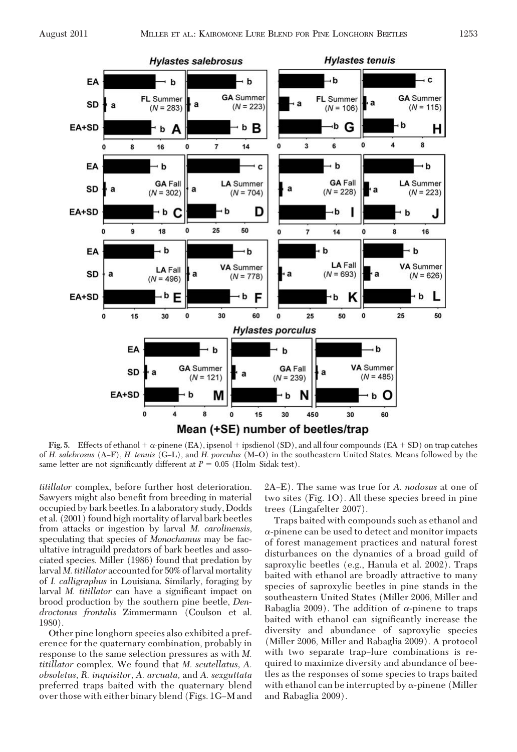Fig. 5. Effects of ethanol + α-pinene (EA), ipsenol + ipsdienol (SD), and all four compounds (EA + SD) on trap catches of *H. salebrosus* (A–F), *H. tenuis* (G–L), and *H. porculus* (M–O) in the southeastern United States. Means followed by the same letter are not significantly different at $P = 0.05$ (Holm–Sidak test).

*titillator* complex, before further host deterioration. Sawyers might also benefit from breeding in material occupied by bark beetles. In a laboratory study, Dodds et al. (2001) found high mortality of larval bark beetles from attacks or ingestion by larval *M. carolinensis*, speculating that species of *Monochamus* may be facultative intraguild predators of bark beetles and associated species. Miller (1986) found that predation by larval *M. titillator* accounted for 50% of larval mortality of *I. calligraphus* in Louisiana. Similarly, foraging by larval *M. titillator* can have a significant impact on brood production by the southern pine beetle, *Dendroctonus frontalis* Zimmermann (Coulson et al. 1980).

Other pine longhorn species also exhibited a preference for the quaternary combination, probably in response to the same selection pressures as with *M. titillator* complex. We found that *M. scutellatus*, *A. obsoletus*, *R. inquisitor*, *A. arcuata*, and *A. sexguttata* preferred traps baited with the quaternary blend over those with either binary blend (Figs. 1G–M and 2A–E). The same was true for *A. nodosus* at one of two sites (Fig. 1O). All these species breed in pine trees (Lingafelter 2007).

Traps baited with compounds such as ethanol and α-pinene can be used to detect and monitor impacts of forest management practices and natural forest disturbances on the dynamics of a broad guild of saproxylic beetles (e.g., Hanula et al. 2002). Traps baited with ethanol are broadly attractive to many species of saproxylic beetles in pine stands in the southeastern United States (Miller 2006, Miller and Rabaglia 2009). The addition of α-pinene to traps baited with ethanol can significantly increase the diversity and abundance of saproxylic species (Miller 2006, Miller and Rabaglia 2009). A protocol with two separate trap–lure combinations is required to maximize diversity and abundance of beetles as the responses of some species to traps baited with ethanol can be interrupted by α-pinene (Miller and Rabaglia 2009).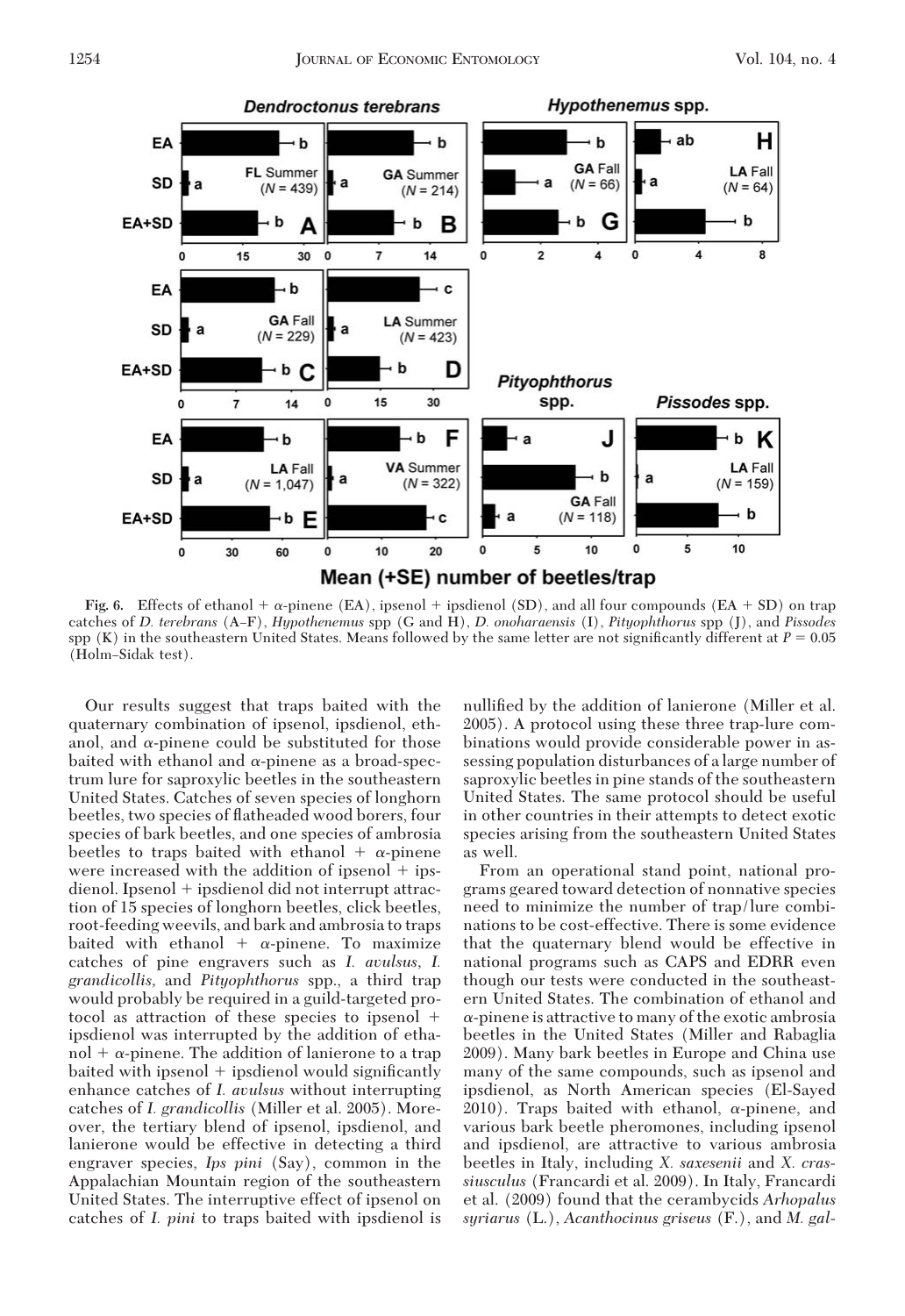Fig. 6. Effects of ethanol + α-pinene (EA), ipsenol + ipsdienol (SD), and all four compounds (EA + SD) on trap catches of *D. terebrans* (A–F), *Hypothenemus* spp (G and H), *D. onoharaensis* (I), *Pityophthorus* spp (J), and *Pissodes* spp (K) in the southeastern United States. Means followed by the same letter are not significantly different at $P = 0.05$ (Holm–Sidak test).

Our results suggest that traps baited with the quaternary combination of ipsenol, ipsdienol, ethanol, and α-pinene could be substituted for those baited with ethanol and α-pinene as a broad-spectrum lure for saproxylic beetles in the southeastern United States. Catches of seven species of longhorn beetles, two species of flatheaded wood borers, four species of bark beetles, and one species of ambrosia beetles to traps baited with ethanol + α-pinene were increased with the addition of ipsenol + ipsdienol. Ipsenol + ipsdienol did not interrupt attraction of 15 species of longhorn beetles, click beetles, root-feeding weevils, and bark and ambrosia to traps baited with ethanol + α-pinene. To maximize catches of pine engravers such as *I. avulsus, I. grandicollis,* and *Pityophthorus* spp., a third trap would probably be required in a guild-targeted protocol as attraction of these species to ipsenol + ipsdienol was interrupted by the addition of ethanol + α-pinene. The addition of lanierone to a trap baited with ipsenol + ipsdienol would significantly enhance catches of *I. avulsus* without interrupting catches of *I. grandicollis* (Miller et al. 2005). Moreover, the tertiary blend of ipsenol, ipsdienol, and lanierone would be effective in detecting a third engraver species, *Ips pini* (Say), common in the Appalachian Mountain region of the southeastern United States. The interruptive effect of ipsenol on catches of *I. pini* to traps baited with ipsdienol is nullified by the addition of lanierone (Miller et al. 2005). A protocol using these three trap-lure combinations would provide considerable power in assessing population disturbances of a large number of saproxylic beetles in pine stands of the southeastern United States. The same protocol should be useful in other countries in their attempts to detect exotic species arising from the southeastern United States as well.

From an operational stand point, national programs geared toward detection of nonnative species need to minimize the number of trap/lure combinations to be cost-effective. There is some evidence that the quaternary blend would be effective in national programs such as CAPS and EDRR even though our tests were conducted in the southeastern United States. The combination of ethanol and α-pinene is attractive to many of the exotic ambrosia beetles in the United States (Miller and Rabaglia 2009). Many bark beetles in Europe and China use many of the same compounds, such as ipsenol and ipsdienol, as North American species (El-Sayed 2010). Traps baited with ethanol, α-pinene, and various bark beetle pheromones, including ipsenol and ipsdienol, are attractive to various ambrosia beetles in Italy, including *X. saxesenii* and *X. crassiusculus* (Francardi et al. 2009). In Italy, Francardi et al. (2009) found that the cerambycids *Arhopalus syriarus* (L.), *Acanthocinus griseus* (F.), and *M. gal-*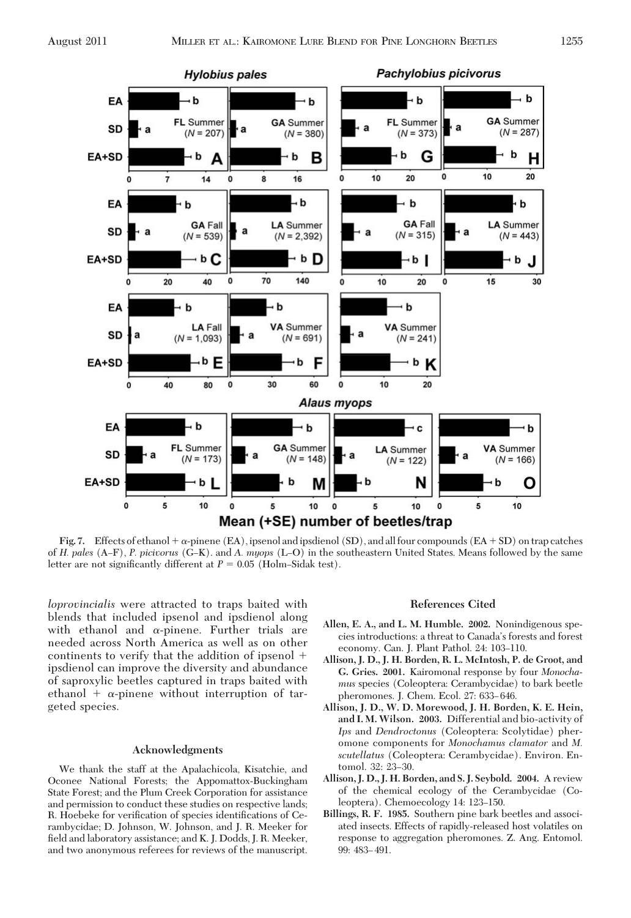Fig. 7. Effects of ethanol + α-pinene (EA), ipsenol and ipsdienol (SD), and all four compounds (EA + SD) on trap catches of *H. pales* (A–F), *P. picivorus* (G–K), and *A. myops* (L–O) in the southeastern United States. Means followed by the same letter are not significantly different at $P = 0.05$ (Holm–Sidak test).

*loprovincialis* were attracted to traps baited with blends that included ipsenol and ipsdienol along with ethanol and α-pinene. Further trials are needed across North America as well as on other continents to verify that the addition of ipsenol + ipsdienol can improve the diversity and abundance of saproxylic beetles captured in traps baited with ethanol + α-pinene without interruption of targeted species.

## Acknowledgments

We thank the staff at the Apalachicola, Kisatchie, and Oconee National Forests; the Appomattox-Buckingham State Forest; and the Plum Creek Corporation for assistance and permission to conduct these studies on respective lands; R. Hoebeke for verification of species identifications of Cerambycidae; D. Johnson, W. Johnson, and J. R. Meeker for field and laboratory assistance; and K. J. Dodds, J. R. Meeker, and two anonymous referees for reviews of the manuscript.

## References Cited

**Allen, E. A., and L. M. Humble. 2002.** Nonindigenous species introductions: a threat to Canada's forests and forest economy. Can. J. Plant Pathol. 24: 103–110.

**Allison, J. D., J. H. Borden, R. L. McIntosh, P. de Groot, and G. Gries. 2001.** Kairomonal response by four *Monochamus* species (Coleoptera: Cerambycidae) to bark beetle pheromones. J. Chem. Ecol. 27: 633–646.

**Allison, J. D., W. D. Morewood, J. H. Borden, K. E. Hein, and I. M. Wilson. 2003.** Differential and bio-activity of *Ips* and *Dendroctonus* (Coleoptera: Scolytidae) pheromone components for *Monochamus clamator* and *M. scutellatus* (Coleoptera: Cerambycidae). Environ. Entomol. 32: 23–30.

**Allison, J. D., J. H. Borden, and S. J. Seybold. 2004.** A review of the chemical ecology of the Cerambycidae (Coleoptera). Chemoecology 14: 123–150.

**Billings, R. F. 1985.** Southern pine bark beetles and associated insects. Effects of rapidly-released host volatiles on response to aggregation pheromones. Z. Ang. Entomol. 99: 483–491.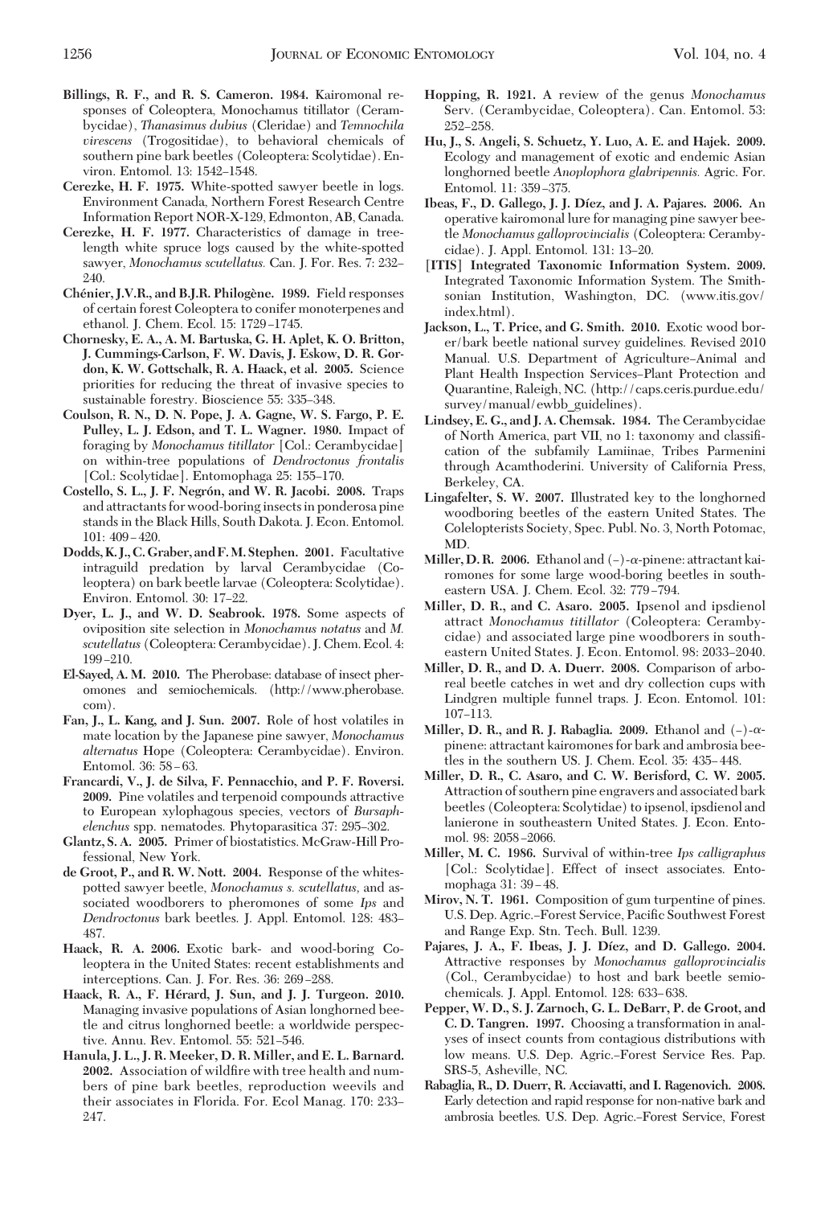**Billings, R. F., and R. S. Cameron. 1984.** Kairomonal responses of Coleoptera, Monochamus titillator (Cerambycidae), *Thanasimus dubius* (Cleridae) and *Temnochila virescens* (Trogositidae), to behavioral chemicals of southern pine bark beetles (Coleoptera: Scolytidae). Environ. Entomol. 13: 1542–1548.

**Cerezke, H. F. 1975.** White-spotted sawyer beetle in logs. Environment Canada, Northern Forest Research Centre Information Report NOR-X-129, Edmonton, AB, Canada.

**Cerezke, H. F. 1977.** Characteristics of damage in tree-length white spruce logs caused by the white-spotted sawyer, *Monochamus scutellatus.* Can. J. For. Res. 7: 232–240.

**Chénier, J.V.R., and B.J.R. Philogène. 1989.** Field responses of certain forest Coleoptera to conifer monoterpenes and ethanol. J. Chem. Ecol. 15: 1729–1745.

**Chornesky, E. A., A. M. Bartuska, G. H. Aplet, K. O. Britton, J. Cummings-Carlson, F. W. Davis, J. Eskow, D. R. Gordon, K. W. Gottschalk, R. A. Haack, et al. 2005.** Science priorities for reducing the threat of invasive species to sustainable forestry. Bioscience 55: 335–348.

**Coulson, R. N., D. N. Pope, J. A. Gagne, W. S. Fargo, P. E. Pulley, L. J. Edson, and T. L. Wagner. 1980.** Impact of foraging by *Monochamus titillator* [Col.: Cerambycidae] on within-tree populations of *Dendroctonus frontalis* [Col.: Scolytidae]. Entomophaga 25: 155–170.

**Costello, S. L., J. F. Negrón, and W. R. Jacobi. 2008.** Traps and attractants for wood-boring insects in ponderosa pine stands in the Black Hills, South Dakota. J. Econ. Entomol. 101: 409–420.

**Dodds, K. J., C. Graber, and F. M. Stephen. 2001.** Facultative intraguild predation by larval Cerambycidae (Coleoptera) on bark beetle larvae (Coleoptera: Scolytidae). Environ. Entomol. 30: 17–22.

**Dyer, L. J., and W. D. Seabrook. 1978.** Some aspects of oviposition site selection in *Monochamus notatus* and *M. scutellatus* (Coleoptera: Cerambycidae). J. Chem. Ecol. 4: 199–210.

**El-Sayed, A. M. 2010.** The Pherobase: database of insect pheromones and semiochemicals. (http://www.pherobase.com).

**Fan, J., L. Kang, and J. Sun. 2007.** Role of host volatiles in mate location by the Japanese pine sawyer, *Monochamus alternatus* Hope (Coleoptera: Cerambycidae). Environ. Entomol. 36: 58–63.

**Francardi, V., J. de Silva, F. Pennacchio, and P. F. Roversi. 2009.** Pine volatiles and terpenoid compounds attractive to European xylophagous species, vectors of *Bursaphelenchus* spp. nematodes. Phytoparasitica 37: 295–302.

**Glantz, S. A. 2005.** Primer of biostatistics. McGraw-Hill Professional, New York.

**de Groot, P., and R. W. Nott. 2004.** Response of the whitespotted sawyer beetle, *Monochamus s. scutellatus,* and associated woodborers to pheromones of some *Ips* and *Dendroctonus* bark beetles. J. Appl. Entomol. 128: 483–487.

**Haack, R. A. 2006.** Exotic bark- and wood-boring Coleoptera in the United States: recent establishments and interceptions. Can. J. For. Res. 36: 269–288.

**Haack, R. A., F. Hérard, J. Sun, and J. J. Turgeon. 2010.** Managing invasive populations of Asian longhorned beetle and citrus longhorned beetle: a worldwide perspective. Annu. Rev. Entomol. 55: 521–546.

**Hanula, J. L., J. R. Meeker, D. R. Miller, and E. L. Barnard. 2002.** Association of wildfire with tree health and numbers of pine bark beetles, reproduction weevils and their associates in Florida. For. Ecol Manag. 170: 233–247.

**Hopping, R. 1921.** A review of the genus *Monochamus* Serv. (Cerambycidae, Coleoptera). Can. Entomol. 53: 252–258.

**Hu, J., S. Angeli, S. Schuetz, Y. Luo, A. E. and Hajek. 2009.** Ecology and management of exotic and endemic Asian longhorned beetle *Anoplophora glabripennis.* Agric. For. Entomol. 11: 359–375.

**Ibeas, F., D. Gallego, J. J. Díez, and J. A. Pajares. 2006.** An operative kairomonal lure for managing pine sawyer beetle *Monochamus galloprovincialis* (Coleoptera: Cerambycidae). J. Appl. Entomol. 131: 13–20.

**[ITIS] Integrated Taxonomic Information System. 2009.** Integrated Taxonomic Information System. The Smithsonian Institution, Washington, DC. (www.itis.gov/index.html).

**Jackson, L., T. Price, and G. Smith. 2010.** Exotic wood borer/bark beetle national survey guidelines. Revised 2010 Manual. U.S. Department of Agriculture–Animal and Plant Health Inspection Services–Plant Protection and Quarantine, Raleigh, NC. (http://caps.ceris.purdue.edu/survey/manual/ewbb_guidelines).

**Lindsey, E. G., and J. A. Chemsak. 1984.** The Cerambycidae of North America, part VII, no 1: taxonomy and classification of the subfamily Lamiinae, Tribes Parmenini through Acamthoderini. University of California Press, Berkeley, CA.

**Lingafelter, S. W. 2007.** Illustrated key to the longhorned woodboring beetles of the eastern United States. The Colelopterists Society, Spec. Publ. No. 3, North Potomac, MD.

**Miller, D. R. 2006.** Ethanol and (–)-α-pinene: attractant kairomones for some large wood-boring beetles in southeastern USA. J. Chem. Ecol. 32: 779–794.

**Miller, D. R., and C. Asaro. 2005.** Ipsenol and ipsdienol attract *Monochamus titillator* (Coleoptera: Cerambycidae) and associated large pine woodborers in southeastern United States. J. Econ. Entomol. 98: 2033–2040.

**Miller, D. R., and D. A. Duerr. 2008.** Comparison of arboreal beetle catches in wet and dry collection cups with Lindgren multiple funnel traps. J. Econ. Entomol. 101: 107–113.

**Miller, D. R., and R. J. Rabaglia. 2009.** Ethanol and (–)-α-pinene: attractant kairomones for bark and ambrosia beetles in the southern US. J. Chem. Ecol. 35: 435–448.

**Miller, D. R., C. Asaro, and C. W. Berisford, C. W. 2005.** Attraction of southern pine engravers and associated bark beetles (Coleoptera: Scolytidae) to ipsenol, ipsdienol and lanierone in southeastern United States. J. Econ. Entomol. 98: 2058–2066.

**Miller, M. C. 1986.** Survival of within-tree *Ips calligraphus* [Col.: Scolytidae]. Effect of insect associates. Entomophaga 31: 39–48.

**Mirov, N. T. 1961.** Composition of gum turpentine of pines. U.S. Dep. Agric.–Forest Service, Pacific Southwest Forest and Range Exp. Stn. Tech. Bull. 1239.

**Pajares, J. A., F. Ibeas, J. J. Díez, and D. Gallego. 2004.** Attractive responses by *Monochamus galloprovincialis* (Col., Cerambycidae) to host and bark beetle semiochemicals. J. Appl. Entomol. 128: 633–638.

**Pepper, W. D., S. J. Zarnoch, G. L. DeBarr, P. de Groot, and C. D. Tangren. 1997.** Choosing a transformation in analyses of insect counts from contagious distributions with low means. U.S. Dep. Agric.–Forest Service Res. Pap. SRS-5, Asheville, NC.

**Rabaglia, R., D. Duerr, R. Acciavatti, and I. Ragenovich. 2008.** Early detection and rapid response for non-native bark and ambrosia beetles. U.S. Dep. Agric.–Forest Service, Forest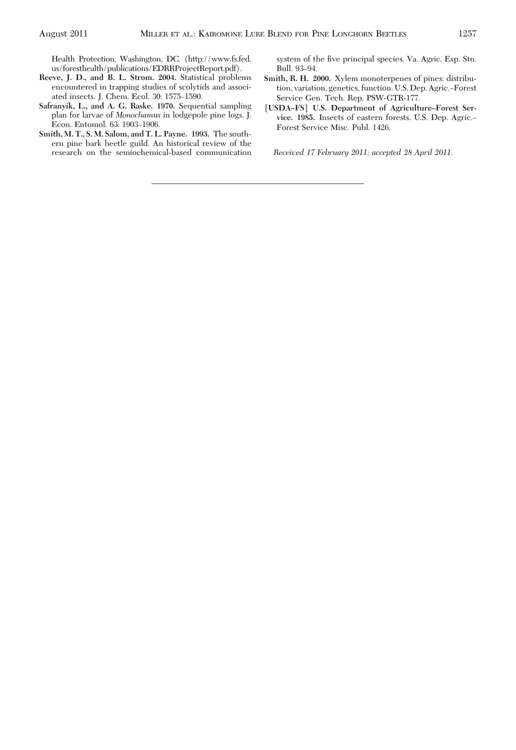Health Protection, Washington, DC. (http://www.fs.fed.us/foresthealth/publications/EDRRProjectReport.pdf).

**Reeve, J. D., and B. L. Strom. 2004.** Statistical problems encountered in trapping studies of scolytids and associated insects. J. Chem. Ecol. 30: 1575–1590.

**Safranyik, L., and A. G. Raske. 1970.** Sequential sampling plan for larvae of *Monochamus* in lodgepole pine logs. J. Econ. Entomol. 63: 1903–1906.

**Smith, M. T., S. M. Salom, and T. L. Payne. 1993.** The southern pine bark beetle guild. An historical review of the research on the semiochemical-based communication system of the five principal species. Va. Agric. Exp. Stn. Bull. 93–94.

**Smith, R. H. 2000.** Xylem monoterpenes of pines: distribution, variation, genetics, function. U.S. Dep. Agric.–Forest Service Gen. Tech. Rep. PSW-GTR-177.

**[USDA–FS] U.S. Department of Agriculture–Forest Service. 1985.** Insects of eastern forests. U.S. Dep. Agric.–Forest Service Misc. Publ. 1426.

*Received 17 February 2011; accepted 28 April 2011.*